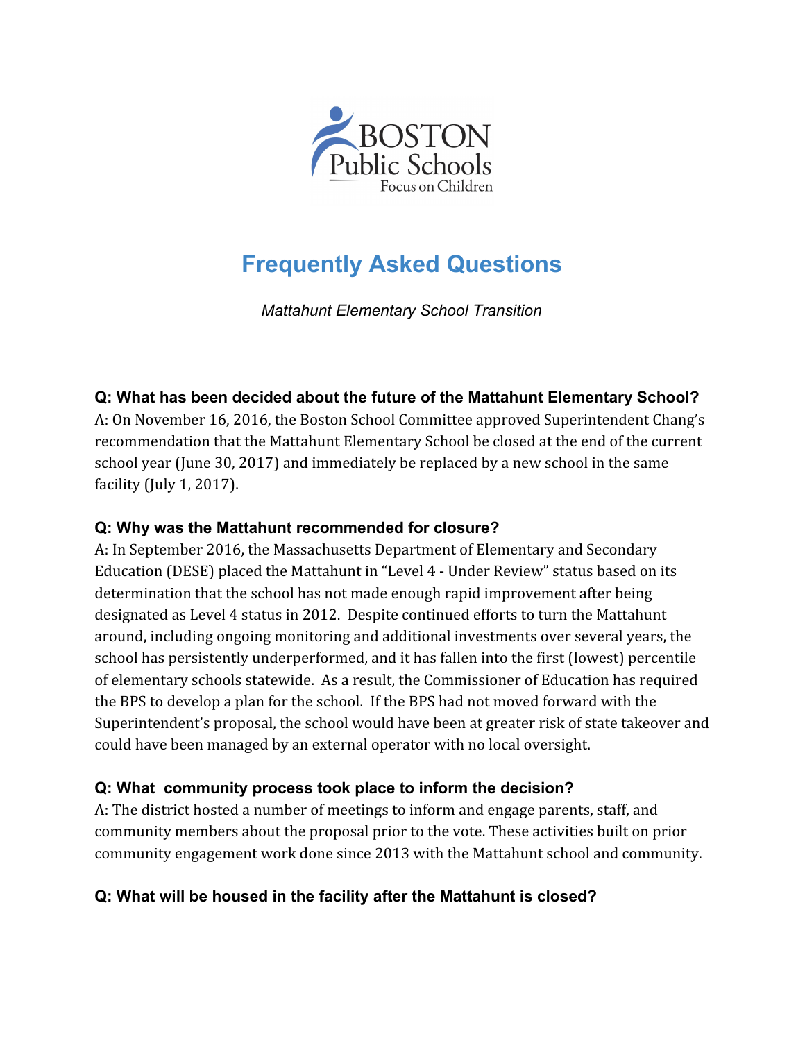# Frequently Asked Questions

*Mattahunt Elementary School Transition*

**Q: What has been decided about the future of the Mattahunt Elementary School?**

A: On November 16, 2016, the Boston School Committee approved Superintendent Chang's recommendation that the Mattahunt Elementary School be closed at the end of the current school year (June 30, 2017) and immediately be replaced by a new school in the same facility (July 1, 2017).

**Q: Why was the Mattahunt recommended for closure?**

A: In September 2016, the Massachusetts Department of Elementary and Secondary Education (DESE) placed the Mattahunt in "Level 4 - Under Review" status based on its determination that the school has not made enough rapid improvement after being designated as Level 4 status in 2012. Despite continued efforts to turn the Mattahunt around, including ongoing monitoring and additional investments over several years, the school has persistently underperformed, and it has fallen into the first (lowest) percentile of elementary schools statewide. As a result, the Commissioner of Education has required the BPS to develop a plan for the school. If the BPS had not moved forward with the Superintendent's proposal, the school would have been at greater risk of state takeover and could have been managed by an external operator with no local oversight.

**Q: What community process took place to inform the decision?**

A: The district hosted a number of meetings to inform and engage parents, staff, and community members about the proposal prior to the vote. These activities built on prior community engagement work done since 2013 with the Mattahunt school and community.

**Q: What will be housed in the facility after the Mattahunt is closed?**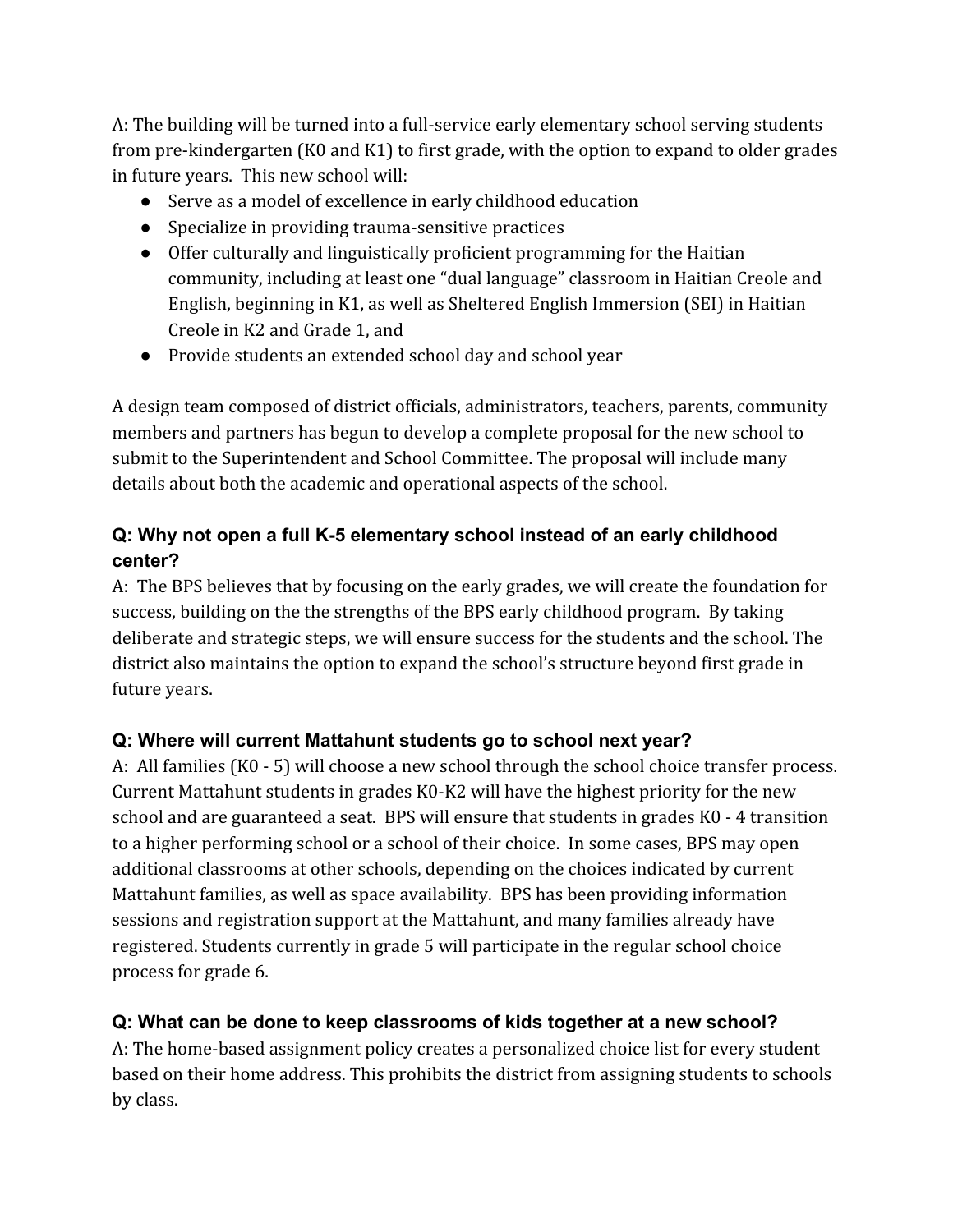A: The building will be turned into a full-service early elementary school serving students from pre-kindergarten (K0 and K1) to first grade, with the option to expand to older grades in future years.  This new school will:

- Serve as a model of excellence in early childhood education
- Specialize in providing trauma-sensitive practices
- Offer culturally and linguistically proficient programming for the Haitian community, including at least one "dual language" classroom in Haitian Creole and English, beginning in K1, as well as Sheltered English Immersion (SEI) in Haitian Creole in K2 and Grade 1, and
- Provide students an extended school day and school year

A design team composed of district officials, administrators, teachers, parents, community members and partners has begun to develop a complete proposal for the new school to submit to the Superintendent and School Committee. The proposal will include many details about both the academic and operational aspects of the school.

### Q: Why not open a full K-5 elementary school instead of an early childhood center?

A:  The BPS believes that by focusing on the early grades, we will create the foundation for success, building on the the strengths of the BPS early childhood program.  By taking deliberate and strategic steps, we will ensure success for the students and the school. The district also maintains the option to expand the school's structure beyond first grade in future years.

### Q: Where will current Mattahunt students go to school next year?

A:  All families (K0 - 5) will choose a new school through the school choice transfer process. Current Mattahunt students in grades K0-K2 will have the highest priority for the new school and are guaranteed a seat.  BPS will ensure that students in grades K0 - 4 transition to a higher performing school or a school of their choice.  In some cases, BPS may open additional classrooms at other schools, depending on the choices indicated by current Mattahunt families, as well as space availability.  BPS has been providing information sessions and registration support at the Mattahunt, and many families already have registered. Students currently in grade 5 will participate in the regular school choice process for grade 6.

### Q: What can be done to keep classrooms of kids together at a new school?

A: The home-based assignment policy creates a personalized choice list for every student based on their home address. This prohibits the district from assigning students to schools by class.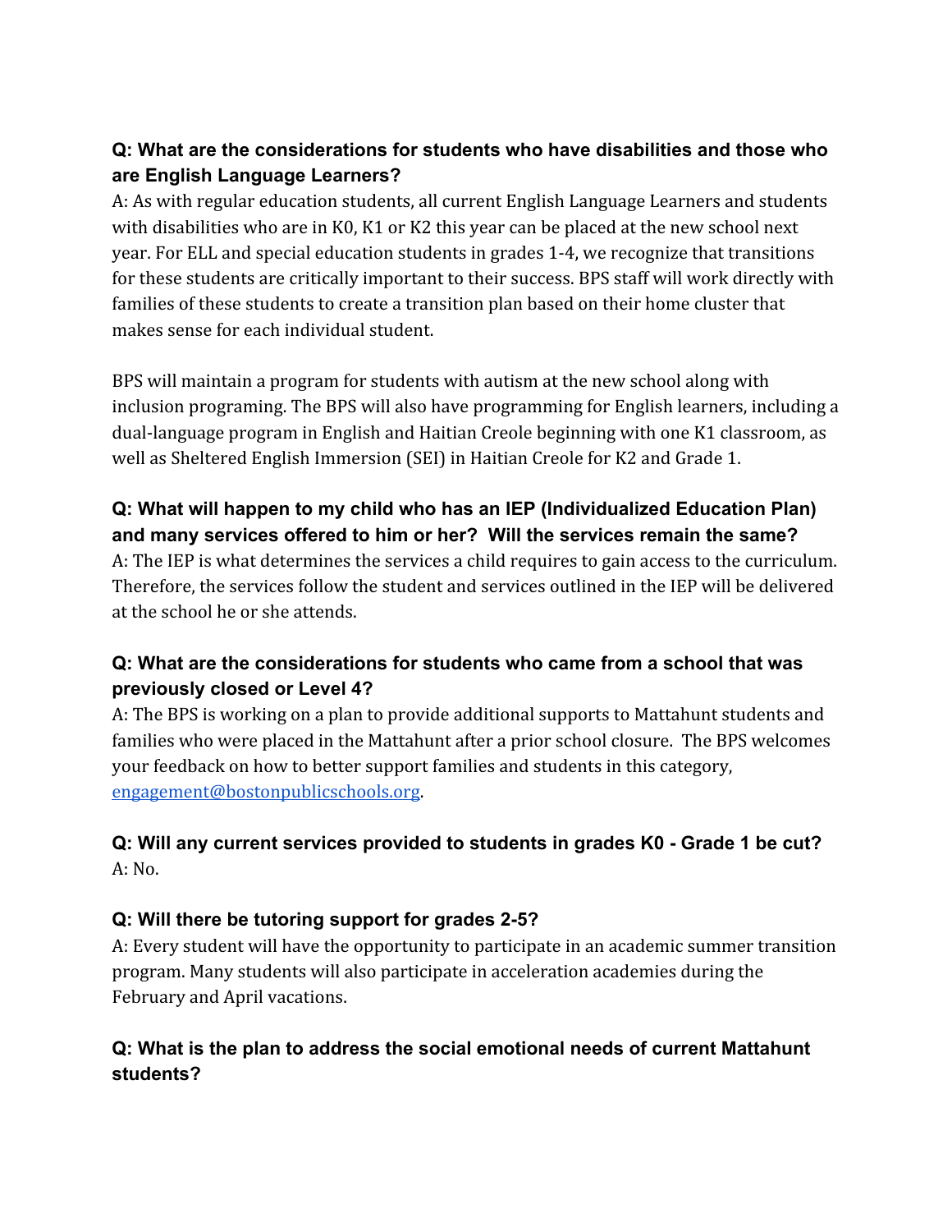**Q: What are the considerations for students who have disabilities and those who are English Language Learners?**

A: As with regular education students, all current English Language Learners and students with disabilities who are in K0, K1 or K2 this year can be placed at the new school next year. For ELL and special education students in grades 1-4, we recognize that transitions for these students are critically important to their success. BPS staff will work directly with families of these students to create a transition plan based on their home cluster that makes sense for each individual student.

BPS will maintain a program for students with autism at the new school along with inclusion programing. The BPS will also have programming for English learners, including a dual-language program in English and Haitian Creole beginning with one K1 classroom, as well as Sheltered English Immersion (SEI) in Haitian Creole for K2 and Grade 1.

**Q: What will happen to my child who has an IEP (Individualized Education Plan) and many services offered to him or her? Will the services remain the same?**

A: The IEP is what determines the services a child requires to gain access to the curriculum. Therefore, the services follow the student and services outlined in the IEP will be delivered at the school he or she attends.

**Q: What are the considerations for students who came from a school that was previously closed or Level 4?**

A: The BPS is working on a plan to provide additional supports to Mattahunt students and families who were placed in the Mattahunt after a prior school closure. The BPS welcomes your feedback on how to better support families and students in this category, [engagement@bostonpublicschools.org](mailto:engagement@bostonpublicschools.org).

**Q: Will any current services provided to students in grades K0 - Grade 1 be cut?**

A: No.

**Q: Will there be tutoring support for grades 2-5?**

A: Every student will have the opportunity to participate in an academic summer transition program. Many students will also participate in acceleration academies during the February and April vacations.

**Q: What is the plan to address the social emotional needs of current Mattahunt students?**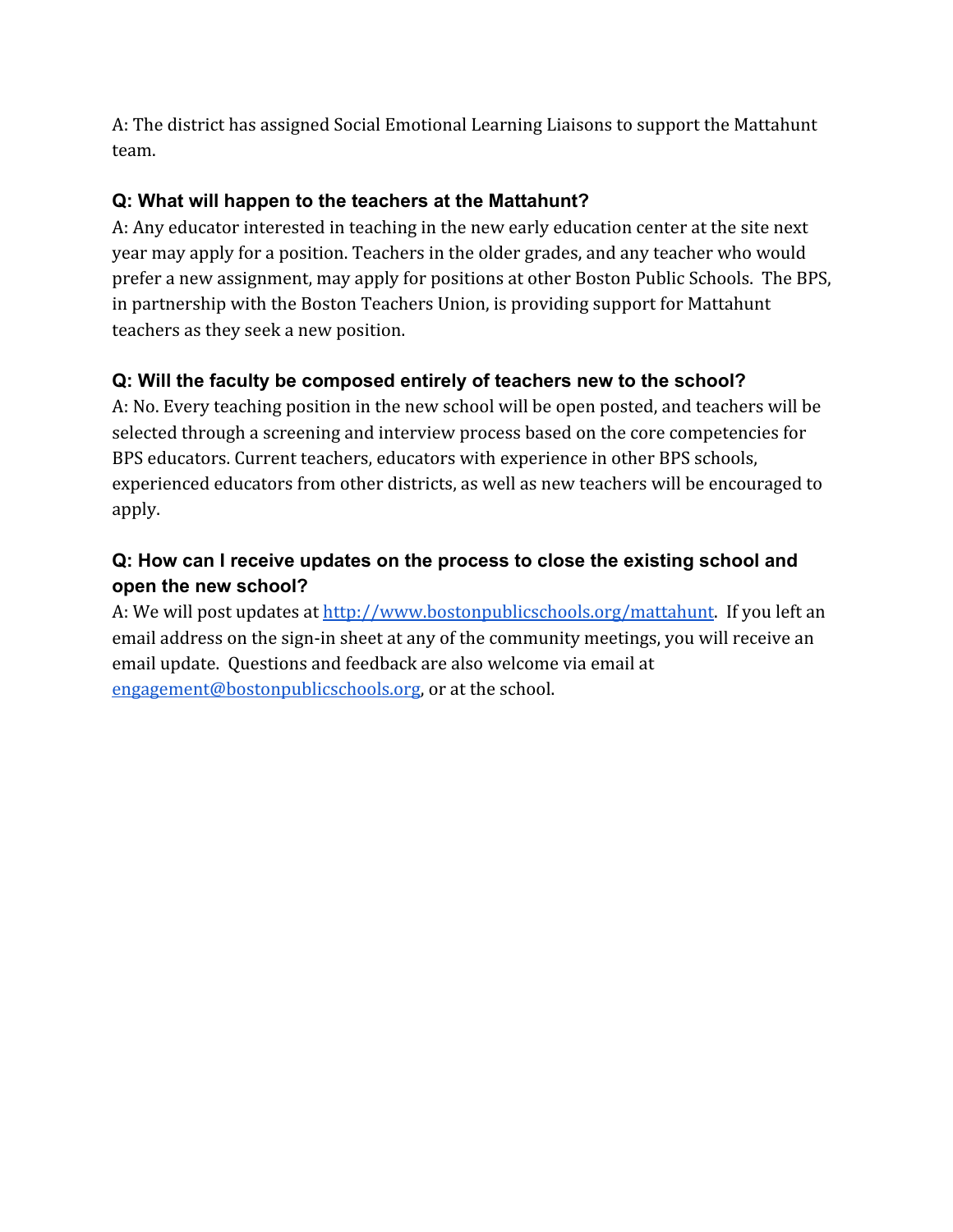A: The district has assigned Social Emotional Learning Liaisons to support the Mattahunt team.

### Q: What will happen to the teachers at the Mattahunt?

A: Any educator interested in teaching in the new early education center at the site next year may apply for a position. Teachers in the older grades, and any teacher who would prefer a new assignment, may apply for positions at other Boston Public Schools. The BPS, in partnership with the Boston Teachers Union, is providing support for Mattahunt teachers as they seek a new position.

### Q: Will the faculty be composed entirely of teachers new to the school?

A: No. Every teaching position in the new school will be open posted, and teachers will be selected through a screening and interview process based on the core competencies for BPS educators. Current teachers, educators with experience in other BPS schools, experienced educators from other districts, as well as new teachers will be encouraged to apply.

### Q: How can I receive updates on the process to close the existing school and open the new school?

A: We will post updates at [http://www.bostonpublicschools.org/mattahunt](http://www.bostonpublicschools.org/mattahunt). If you left an email address on the sign-in sheet at any of the community meetings, you will receive an email update. Questions and feedback are also welcome via email at [engagement@bostonpublicschools.org](mailto:engagement@bostonpublicschools.org), or at the school.